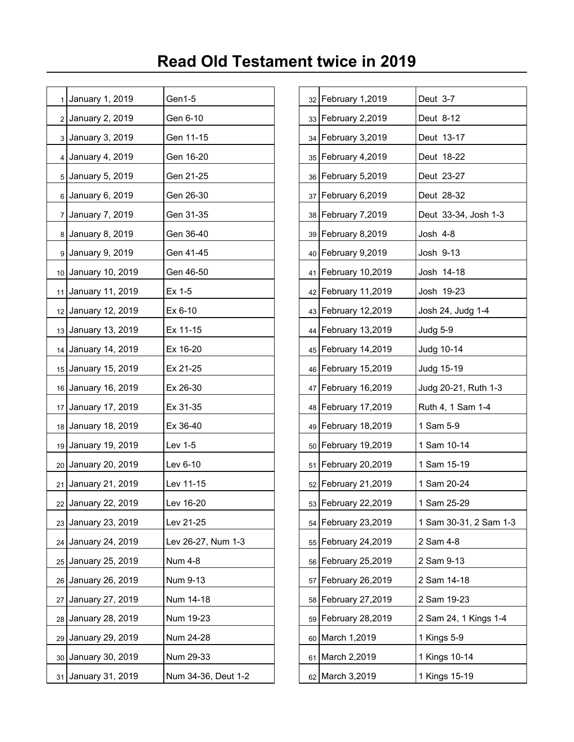# Read Old Testament twice in 2019

| | | |
|---|---|---|
| 1 | January 1, 2019 | Gen1-5 |
| 2 | January 2, 2019 | Gen 6-10 |
| 3 | January 3, 2019 | Gen 11-15 |
| 4 | January 4, 2019 | Gen 16-20 |
| 5 | January 5, 2019 | Gen 21-25 |
| 6 | January 6, 2019 | Gen 26-30 |
| 7 | January 7, 2019 | Gen 31-35 |
| 8 | January 8, 2019 | Gen 36-40 |
| 9 | January 9, 2019 | Gen 41-45 |
| 10 | January 10, 2019 | Gen 46-50 |
| 11 | January 11, 2019 | Ex 1-5 |
| 12 | January 12, 2019 | Ex 6-10 |
| 13 | January 13, 2019 | Ex 11-15 |
| 14 | January 14, 2019 | Ex 16-20 |
| 15 | January 15, 2019 | Ex 21-25 |
| 16 | January 16, 2019 | Ex 26-30 |
| 17 | January 17, 2019 | Ex 31-35 |
| 18 | January 18, 2019 | Ex 36-40 |
| 19 | January 19, 2019 | Lev 1-5 |
| 20 | January 20, 2019 | Lev 6-10 |
| 21 | January 21, 2019 | Lev 11-15 |
| 22 | January 22, 2019 | Lev 16-20 |
| 23 | January 23, 2019 | Lev 21-25 |
| 24 | January 24, 2019 | Lev 26-27, Num 1-3 |
| 25 | January 25, 2019 | Num 4-8 |
| 26 | January 26, 2019 | Num 9-13 |
| 27 | January 27, 2019 | Num 14-18 |
| 28 | January 28, 2019 | Num 19-23 |
| 29 | January 29, 2019 | Num 24-28 |
| 30 | January 30, 2019 | Num 29-33 |
| 31 | January 31, 2019 | Num 34-36, Deut 1-2 |
| 32 | February 1,2019 | Deut 3-7 |
| 33 | February 2,2019 | Deut 8-12 |
| 34 | February 3,2019 | Deut 13-17 |
| 35 | February 4,2019 | Deut 18-22 |
| 36 | February 5,2019 | Deut 23-27 |
| 37 | February 6,2019 | Deut 28-32 |
| 38 | February 7,2019 | Deut 33-34, Josh 1-3 |
| 39 | February 8,2019 | Josh 4-8 |
| 40 | February 9,2019 | Josh 9-13 |
| 41 | February 10,2019 | Josh 14-18 |
| 42 | February 11,2019 | Josh 19-23 |
| 43 | February 12,2019 | Josh 24, Judg 1-4 |
| 44 | February 13,2019 | Judg 5-9 |
| 45 | February 14,2019 | Judg 10-14 |
| 46 | February 15,2019 | Judg 15-19 |
| 47 | February 16,2019 | Judg 20-21, Ruth 1-3 |
| 48 | February 17,2019 | Ruth 4, 1 Sam 1-4 |
| 49 | February 18,2019 | 1 Sam 5-9 |
| 50 | February 19,2019 | 1 Sam 10-14 |
| 51 | February 20,2019 | 1 Sam 15-19 |
| 52 | February 21,2019 | 1 Sam 20-24 |
| 53 | February 22,2019 | 1 Sam 25-29 |
| 54 | February 23,2019 | 1 Sam 30-31, 2 Sam 1-3 |
| 55 | February 24,2019 | 2 Sam 4-8 |
| 56 | February 25,2019 | 2 Sam 9-13 |
| 57 | February 26,2019 | 2 Sam 14-18 |
| 58 | February 27,2019 | 2 Sam 19-23 |
| 59 | February 28,2019 | 2 Sam 24, 1 Kings 1-4 |
| 60 | March 1,2019 | 1 Kings 5-9 |
| 61 | March 2,2019 | 1 Kings 10-14 |
| 62 | March 3,2019 | 1 Kings 15-19 |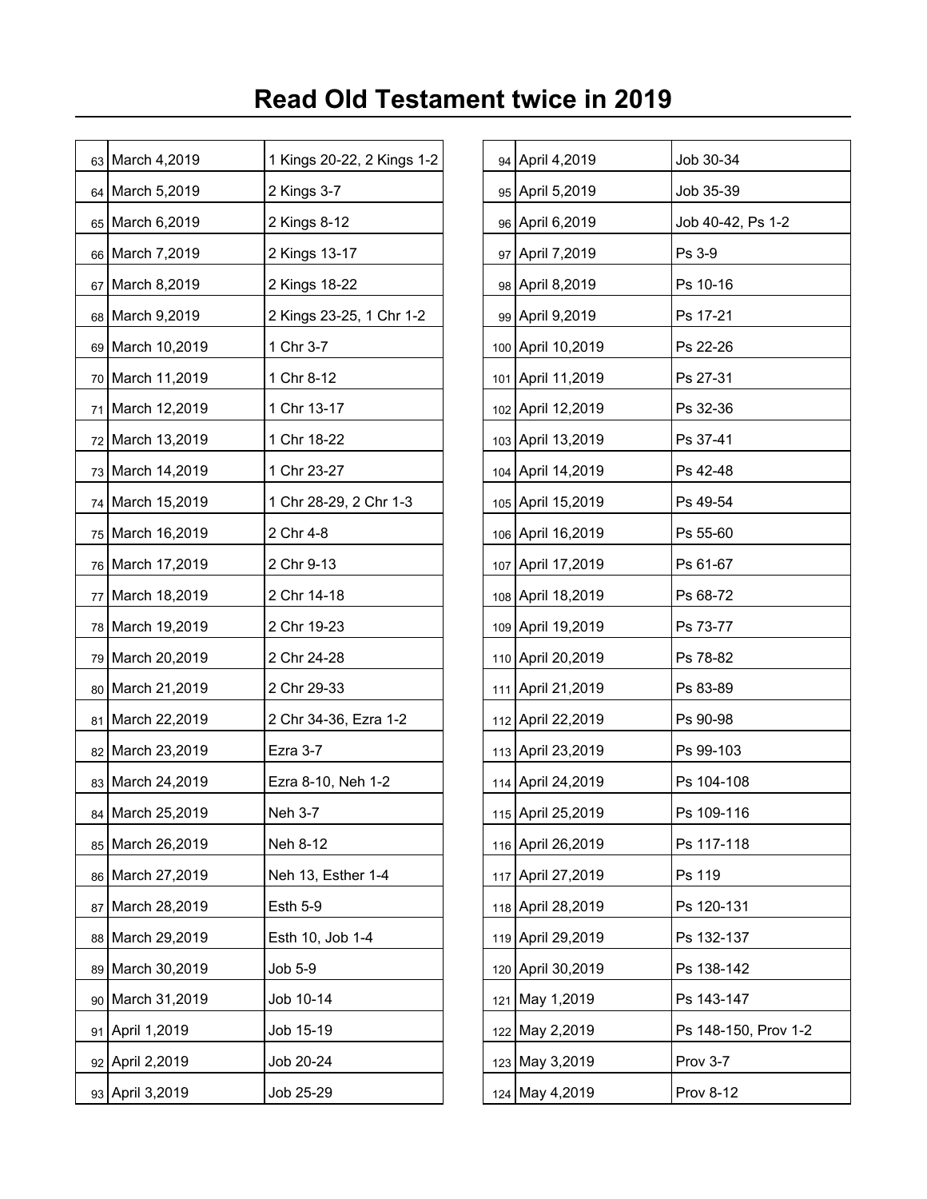# Read Old Testament twice in 2019

| | | |
|---|---|---|
| 63 | March 4,2019 | 1 Kings 20-22, 2 Kings 1-2 |
| 64 | March 5,2019 | 2 Kings 3-7 |
| 65 | March 6,2019 | 2 Kings 8-12 |
| 66 | March 7,2019 | 2 Kings 13-17 |
| 67 | March 8,2019 | 2 Kings 18-22 |
| 68 | March 9,2019 | 2 Kings 23-25, 1 Chr 1-2 |
| 69 | March 10,2019 | 1 Chr 3-7 |
| 70 | March 11,2019 | 1 Chr 8-12 |
| 71 | March 12,2019 | 1 Chr 13-17 |
| 72 | March 13,2019 | 1 Chr 18-22 |
| 73 | March 14,2019 | 1 Chr 23-27 |
| 74 | March 15,2019 | 1 Chr 28-29, 2 Chr 1-3 |
| 75 | March 16,2019 | 2 Chr 4-8 |
| 76 | March 17,2019 | 2 Chr 9-13 |
| 77 | March 18,2019 | 2 Chr 14-18 |
| 78 | March 19,2019 | 2 Chr 19-23 |
| 79 | March 20,2019 | 2 Chr 24-28 |
| 80 | March 21,2019 | 2 Chr 29-33 |
| 81 | March 22,2019 | 2 Chr 34-36, Ezra 1-2 |
| 82 | March 23,2019 | Ezra 3-7 |
| 83 | March 24,2019 | Ezra 8-10, Neh 1-2 |
| 84 | March 25,2019 | Neh 3-7 |
| 85 | March 26,2019 | Neh 8-12 |
| 86 | March 27,2019 | Neh 13, Esther 1-4 |
| 87 | March 28,2019 | Esth 5-9 |
| 88 | March 29,2019 | Esth 10, Job 1-4 |
| 89 | March 30,2019 | Job 5-9 |
| 90 | March 31,2019 | Job 10-14 |
| 91 | April 1,2019 | Job 15-19 |
| 92 | April 2,2019 | Job 20-24 |
| 93 | April 3,2019 | Job 25-29 |
| 94 | April 4,2019 | Job 30-34 |
| 95 | April 5,2019 | Job 35-39 |
| 96 | April 6,2019 | Job 40-42, Ps 1-2 |
| 97 | April 7,2019 | Ps 3-9 |
| 98 | April 8,2019 | Ps 10-16 |
| 99 | April 9,2019 | Ps 17-21 |
| 100 | April 10,2019 | Ps 22-26 |
| 101 | April 11,2019 | Ps 27-31 |
| 102 | April 12,2019 | Ps 32-36 |
| 103 | April 13,2019 | Ps 37-41 |
| 104 | April 14,2019 | Ps 42-48 |
| 105 | April 15,2019 | Ps 49-54 |
| 106 | April 16,2019 | Ps 55-60 |
| 107 | April 17,2019 | Ps 61-67 |
| 108 | April 18,2019 | Ps 68-72 |
| 109 | April 19,2019 | Ps 73-77 |
| 110 | April 20,2019 | Ps 78-82 |
| 111 | April 21,2019 | Ps 83-89 |
| 112 | April 22,2019 | Ps 90-98 |
| 113 | April 23,2019 | Ps 99-103 |
| 114 | April 24,2019 | Ps 104-108 |
| 115 | April 25,2019 | Ps 109-116 |
| 116 | April 26,2019 | Ps 117-118 |
| 117 | April 27,2019 | Ps 119 |
| 118 | April 28,2019 | Ps 120-131 |
| 119 | April 29,2019 | Ps 132-137 |
| 120 | April 30,2019 | Ps 138-142 |
| 121 | May 1,2019 | Ps 143-147 |
| 122 | May 2,2019 | Ps 148-150, Prov 1-2 |
| 123 | May 3,2019 | Prov 3-7 |
| 124 | May 4,2019 | Prov 8-12 |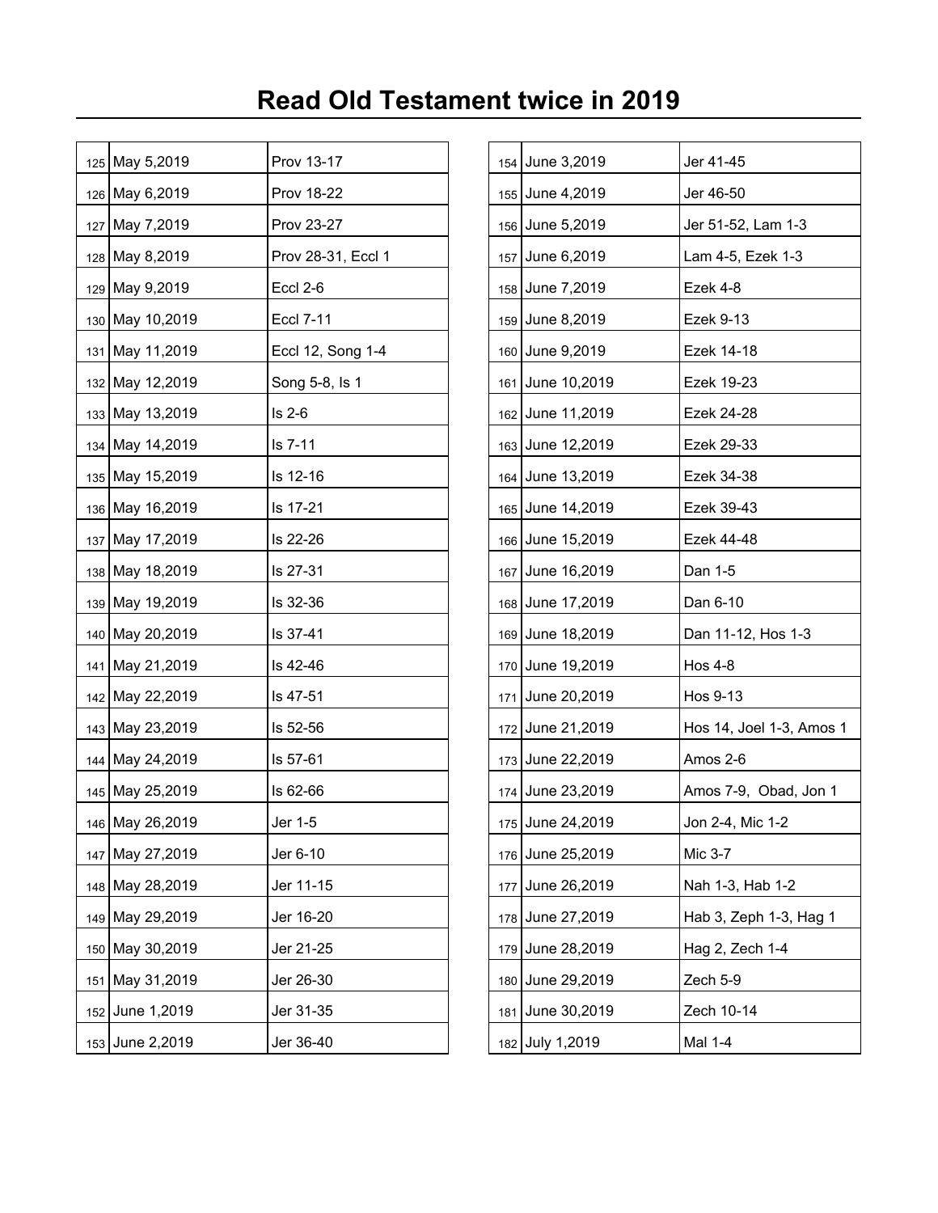# Read Old Testament twice in 2019

| # | Date | Reading |
|---|---|---|
| 125 | May 5,2019 | Prov 13-17 |
| 126 | May 6,2019 | Prov 18-22 |
| 127 | May 7,2019 | Prov 23-27 |
| 128 | May 8,2019 | Prov 28-31, Eccl 1 |
| 129 | May 9,2019 | Eccl 2-6 |
| 130 | May 10,2019 | Eccl 7-11 |
| 131 | May 11,2019 | Eccl 12, Song 1-4 |
| 132 | May 12,2019 | Song 5-8, Is 1 |
| 133 | May 13,2019 | Is 2-6 |
| 134 | May 14,2019 | Is 7-11 |
| 135 | May 15,2019 | Is 12-16 |
| 136 | May 16,2019 | Is 17-21 |
| 137 | May 17,2019 | Is 22-26 |
| 138 | May 18,2019 | Is 27-31 |
| 139 | May 19,2019 | Is 32-36 |
| 140 | May 20,2019 | Is 37-41 |
| 141 | May 21,2019 | Is 42-46 |
| 142 | May 22,2019 | Is 47-51 |
| 143 | May 23,2019 | Is 52-56 |
| 144 | May 24,2019 | Is 57-61 |
| 145 | May 25,2019 | Is 62-66 |
| 146 | May 26,2019 | Jer 1-5 |
| 147 | May 27,2019 | Jer 6-10 |
| 148 | May 28,2019 | Jer 11-15 |
| 149 | May 29,2019 | Jer 16-20 |
| 150 | May 30,2019 | Jer 21-25 |
| 151 | May 31,2019 | Jer 26-30 |
| 152 | June 1,2019 | Jer 31-35 |
| 153 | June 2,2019 | Jer 36-40 |
| 154 | June 3,2019 | Jer 41-45 |
| 155 | June 4,2019 | Jer 46-50 |
| 156 | June 5,2019 | Jer 51-52, Lam 1-3 |
| 157 | June 6,2019 | Lam 4-5, Ezek 1-3 |
| 158 | June 7,2019 | Ezek 4-8 |
| 159 | June 8,2019 | Ezek 9-13 |
| 160 | June 9,2019 | Ezek 14-18 |
| 161 | June 10,2019 | Ezek 19-23 |
| 162 | June 11,2019 | Ezek 24-28 |
| 163 | June 12,2019 | Ezek 29-33 |
| 164 | June 13,2019 | Ezek 34-38 |
| 165 | June 14,2019 | Ezek 39-43 |
| 166 | June 15,2019 | Ezek 44-48 |
| 167 | June 16,2019 | Dan 1-5 |
| 168 | June 17,2019 | Dan 6-10 |
| 169 | June 18,2019 | Dan 11-12, Hos 1-3 |
| 170 | June 19,2019 | Hos 4-8 |
| 171 | June 20,2019 | Hos 9-13 |
| 172 | June 21,2019 | Hos 14, Joel 1-3, Amos 1 |
| 173 | June 22,2019 | Amos 2-6 |
| 174 | June 23,2019 | Amos 7-9, Obad, Jon 1 |
| 175 | June 24,2019 | Jon 2-4, Mic 1-2 |
| 176 | June 25,2019 | Mic 3-7 |
| 177 | June 26,2019 | Nah 1-3, Hab 1-2 |
| 178 | June 27,2019 | Hab 3, Zeph 1-3, Hag 1 |
| 179 | June 28,2019 | Hag 2, Zech 1-4 |
| 180 | June 29,2019 | Zech 5-9 |
| 181 | June 30,2019 | Zech 10-14 |
| 182 | July 1,2019 | Mal 1-4 |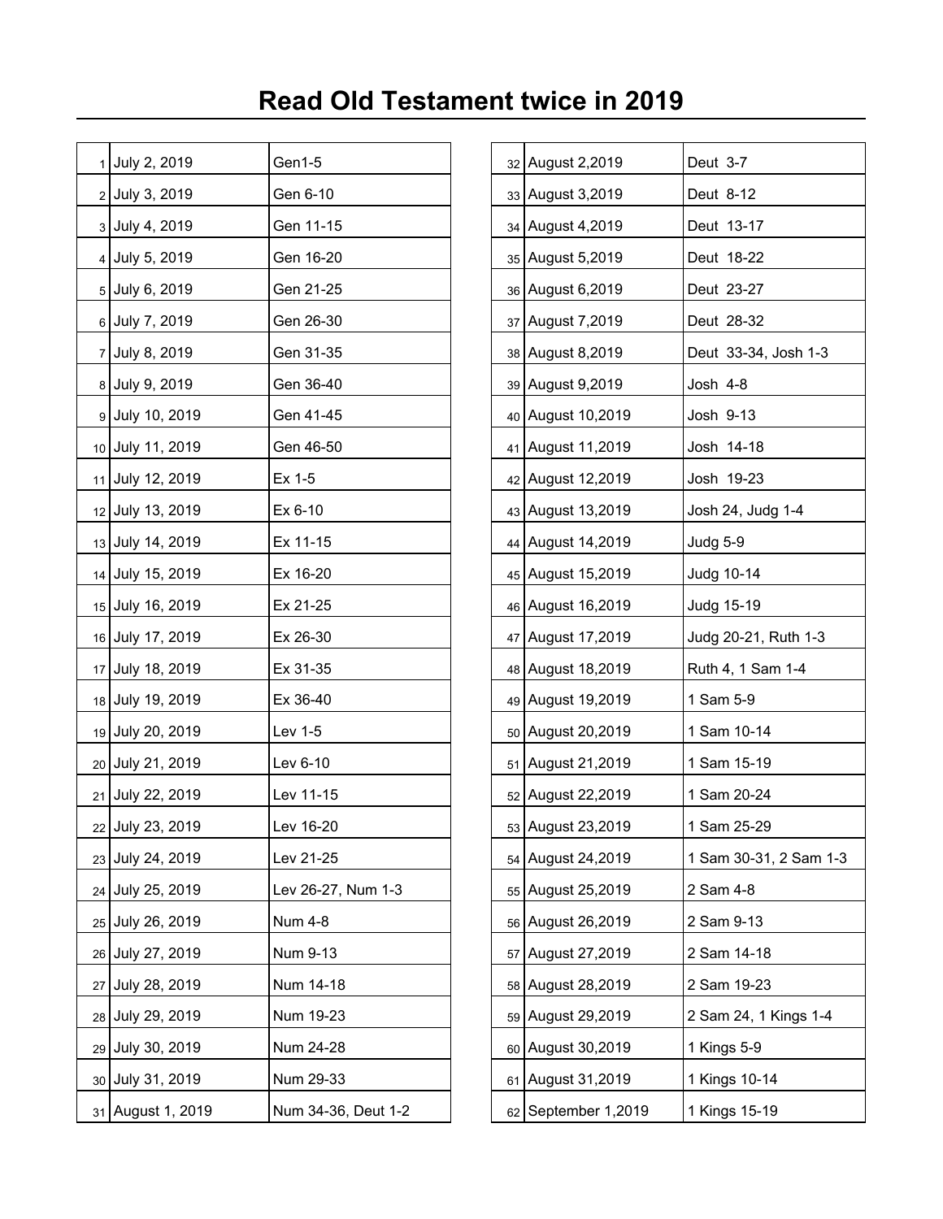# Read Old Testament twice in 2019

| | | |
|---|---|---|
| 1 | July 2, 2019 | Gen1-5 |
| 2 | July 3, 2019 | Gen 6-10 |
| 3 | July 4, 2019 | Gen 11-15 |
| 4 | July 5, 2019 | Gen 16-20 |
| 5 | July 6, 2019 | Gen 21-25 |
| 6 | July 7, 2019 | Gen 26-30 |
| 7 | July 8, 2019 | Gen 31-35 |
| 8 | July 9, 2019 | Gen 36-40 |
| 9 | July 10, 2019 | Gen 41-45 |
| 10 | July 11, 2019 | Gen 46-50 |
| 11 | July 12, 2019 | Ex 1-5 |
| 12 | July 13, 2019 | Ex 6-10 |
| 13 | July 14, 2019 | Ex 11-15 |
| 14 | July 15, 2019 | Ex 16-20 |
| 15 | July 16, 2019 | Ex 21-25 |
| 16 | July 17, 2019 | Ex 26-30 |
| 17 | July 18, 2019 | Ex 31-35 |
| 18 | July 19, 2019 | Ex 36-40 |
| 19 | July 20, 2019 | Lev 1-5 |
| 20 | July 21, 2019 | Lev 6-10 |
| 21 | July 22, 2019 | Lev 11-15 |
| 22 | July 23, 2019 | Lev 16-20 |
| 23 | July 24, 2019 | Lev 21-25 |
| 24 | July 25, 2019 | Lev 26-27, Num 1-3 |
| 25 | July 26, 2019 | Num 4-8 |
| 26 | July 27, 2019 | Num 9-13 |
| 27 | July 28, 2019 | Num 14-18 |
| 28 | July 29, 2019 | Num 19-23 |
| 29 | July 30, 2019 | Num 24-28 |
| 30 | July 31, 2019 | Num 29-33 |
| 31 | August 1, 2019 | Num 34-36, Deut 1-2 |
| 32 | August 2,2019 | Deut 3-7 |
| 33 | August 3,2019 | Deut 8-12 |
| 34 | August 4,2019 | Deut 13-17 |
| 35 | August 5,2019 | Deut 18-22 |
| 36 | August 6,2019 | Deut 23-27 |
| 37 | August 7,2019 | Deut 28-32 |
| 38 | August 8,2019 | Deut 33-34, Josh 1-3 |
| 39 | August 9,2019 | Josh 4-8 |
| 40 | August 10,2019 | Josh 9-13 |
| 41 | August 11,2019 | Josh 14-18 |
| 42 | August 12,2019 | Josh 19-23 |
| 43 | August 13,2019 | Josh 24, Judg 1-4 |
| 44 | August 14,2019 | Judg 5-9 |
| 45 | August 15,2019 | Judg 10-14 |
| 46 | August 16,2019 | Judg 15-19 |
| 47 | August 17,2019 | Judg 20-21, Ruth 1-3 |
| 48 | August 18,2019 | Ruth 4, 1 Sam 1-4 |
| 49 | August 19,2019 | 1 Sam 5-9 |
| 50 | August 20,2019 | 1 Sam 10-14 |
| 51 | August 21,2019 | 1 Sam 15-19 |
| 52 | August 22,2019 | 1 Sam 20-24 |
| 53 | August 23,2019 | 1 Sam 25-29 |
| 54 | August 24,2019 | 1 Sam 30-31, 2 Sam 1-3 |
| 55 | August 25,2019 | 2 Sam 4-8 |
| 56 | August 26,2019 | 2 Sam 9-13 |
| 57 | August 27,2019 | 2 Sam 14-18 |
| 58 | August 28,2019 | 2 Sam 19-23 |
| 59 | August 29,2019 | 2 Sam 24, 1 Kings 1-4 |
| 60 | August 30,2019 | 1 Kings 5-9 |
| 61 | August 31,2019 | 1 Kings 10-14 |
| 62 | September 1,2019 | 1 Kings 15-19 |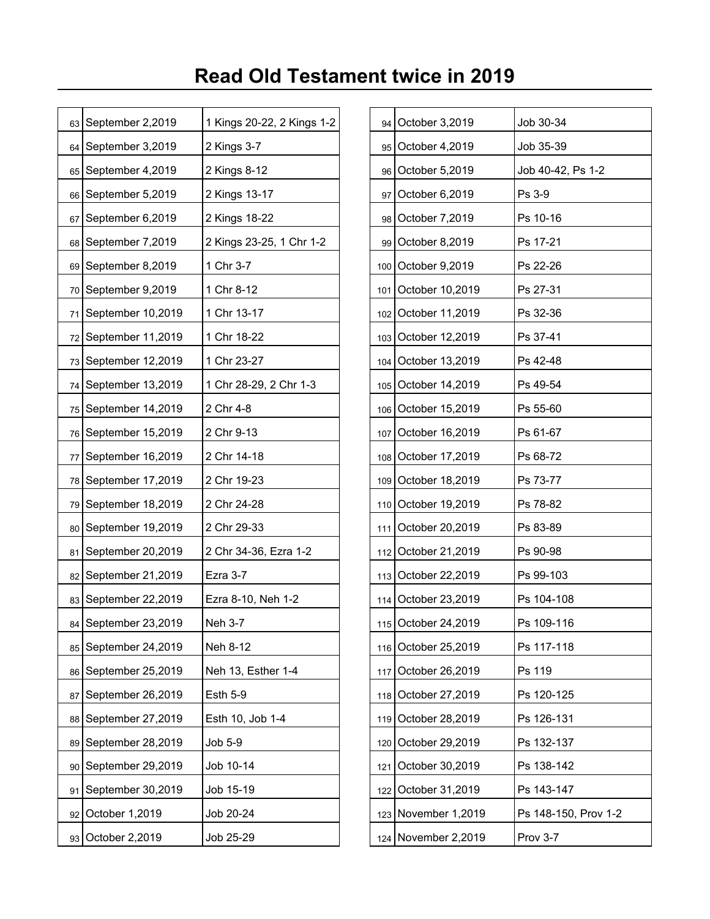# Read Old Testament twice in 2019

| | | |
|---|---|---|
| 63 | September 2,2019 | 1 Kings 20-22, 2 Kings 1-2 |
| 64 | September 3,2019 | 2 Kings 3-7 |
| 65 | September 4,2019 | 2 Kings 8-12 |
| 66 | September 5,2019 | 2 Kings 13-17 |
| 67 | September 6,2019 | 2 Kings 18-22 |
| 68 | September 7,2019 | 2 Kings 23-25, 1 Chr 1-2 |
| 69 | September 8,2019 | 1 Chr 3-7 |
| 70 | September 9,2019 | 1 Chr 8-12 |
| 71 | September 10,2019 | 1 Chr 13-17 |
| 72 | September 11,2019 | 1 Chr 18-22 |
| 73 | September 12,2019 | 1 Chr 23-27 |
| 74 | September 13,2019 | 1 Chr 28-29, 2 Chr 1-3 |
| 75 | September 14,2019 | 2 Chr 4-8 |
| 76 | September 15,2019 | 2 Chr 9-13 |
| 77 | September 16,2019 | 2 Chr 14-18 |
| 78 | September 17,2019 | 2 Chr 19-23 |
| 79 | September 18,2019 | 2 Chr 24-28 |
| 80 | September 19,2019 | 2 Chr 29-33 |
| 81 | September 20,2019 | 2 Chr 34-36, Ezra 1-2 |
| 82 | September 21,2019 | Ezra 3-7 |
| 83 | September 22,2019 | Ezra 8-10, Neh 1-2 |
| 84 | September 23,2019 | Neh 3-7 |
| 85 | September 24,2019 | Neh 8-12 |
| 86 | September 25,2019 | Neh 13, Esther 1-4 |
| 87 | September 26,2019 | Esth 5-9 |
| 88 | September 27,2019 | Esth 10, Job 1-4 |
| 89 | September 28,2019 | Job 5-9 |
| 90 | September 29,2019 | Job 10-14 |
| 91 | September 30,2019 | Job 15-19 |
| 92 | October 1,2019 | Job 20-24 |
| 93 | October 2,2019 | Job 25-29 |
| 94 | October 3,2019 | Job 30-34 |
| 95 | October 4,2019 | Job 35-39 |
| 96 | October 5,2019 | Job 40-42, Ps 1-2 |
| 97 | October 6,2019 | Ps 3-9 |
| 98 | October 7,2019 | Ps 10-16 |
| 99 | October 8,2019 | Ps 17-21 |
| 100 | October 9,2019 | Ps 22-26 |
| 101 | October 10,2019 | Ps 27-31 |
| 102 | October 11,2019 | Ps 32-36 |
| 103 | October 12,2019 | Ps 37-41 |
| 104 | October 13,2019 | Ps 42-48 |
| 105 | October 14,2019 | Ps 49-54 |
| 106 | October 15,2019 | Ps 55-60 |
| 107 | October 16,2019 | Ps 61-67 |
| 108 | October 17,2019 | Ps 68-72 |
| 109 | October 18,2019 | Ps 73-77 |
| 110 | October 19,2019 | Ps 78-82 |
| 111 | October 20,2019 | Ps 83-89 |
| 112 | October 21,2019 | Ps 90-98 |
| 113 | October 22,2019 | Ps 99-103 |
| 114 | October 23,2019 | Ps 104-108 |
| 115 | October 24,2019 | Ps 109-116 |
| 116 | October 25,2019 | Ps 117-118 |
| 117 | October 26,2019 | Ps 119 |
| 118 | October 27,2019 | Ps 120-125 |
| 119 | October 28,2019 | Ps 126-131 |
| 120 | October 29,2019 | Ps 132-137 |
| 121 | October 30,2019 | Ps 138-142 |
| 122 | October 31,2019 | Ps 143-147 |
| 123 | November 1,2019 | Ps 148-150, Prov 1-2 |
| 124 | November 2,2019 | Prov 3-7 |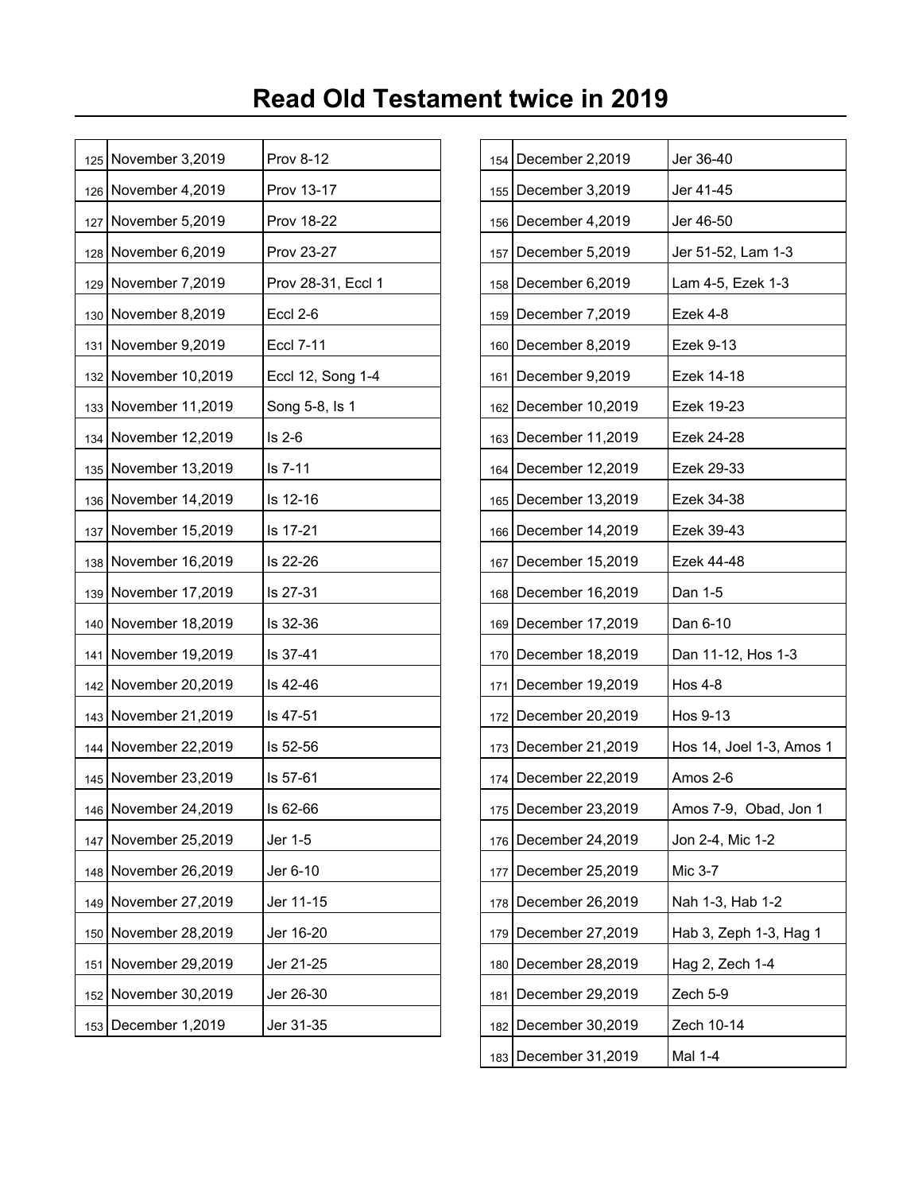# Read Old Testament twice in 2019

| | | |
|---|---|---|
| 125 | November 3,2019 | Prov 8-12 |
| 126 | November 4,2019 | Prov 13-17 |
| 127 | November 5,2019 | Prov 18-22 |
| 128 | November 6,2019 | Prov 23-27 |
| 129 | November 7,2019 | Prov 28-31, Eccl 1 |
| 130 | November 8,2019 | Eccl 2-6 |
| 131 | November 9,2019 | Eccl 7-11 |
| 132 | November 10,2019 | Eccl 12, Song 1-4 |
| 133 | November 11,2019 | Song 5-8, Is 1 |
| 134 | November 12,2019 | Is 2-6 |
| 135 | November 13,2019 | Is 7-11 |
| 136 | November 14,2019 | Is 12-16 |
| 137 | November 15,2019 | Is 17-21 |
| 138 | November 16,2019 | Is 22-26 |
| 139 | November 17,2019 | Is 27-31 |
| 140 | November 18,2019 | Is 32-36 |
| 141 | November 19,2019 | Is 37-41 |
| 142 | November 20,2019 | Is 42-46 |
| 143 | November 21,2019 | Is 47-51 |
| 144 | November 22,2019 | Is 52-56 |
| 145 | November 23,2019 | Is 57-61 |
| 146 | November 24,2019 | Is 62-66 |
| 147 | November 25,2019 | Jer 1-5 |
| 148 | November 26,2019 | Jer 6-10 |
| 149 | November 27,2019 | Jer 11-15 |
| 150 | November 28,2019 | Jer 16-20 |
| 151 | November 29,2019 | Jer 21-25 |
| 152 | November 30,2019 | Jer 26-30 |
| 153 | December 1,2019 | Jer 31-35 |
| 154 | December 2,2019 | Jer 36-40 |
| 155 | December 3,2019 | Jer 41-45 |
| 156 | December 4,2019 | Jer 46-50 |
| 157 | December 5,2019 | Jer 51-52, Lam 1-3 |
| 158 | December 6,2019 | Lam 4-5, Ezek 1-3 |
| 159 | December 7,2019 | Ezek 4-8 |
| 160 | December 8,2019 | Ezek 9-13 |
| 161 | December 9,2019 | Ezek 14-18 |
| 162 | December 10,2019 | Ezek 19-23 |
| 163 | December 11,2019 | Ezek 24-28 |
| 164 | December 12,2019 | Ezek 29-33 |
| 165 | December 13,2019 | Ezek 34-38 |
| 166 | December 14,2019 | Ezek 39-43 |
| 167 | December 15,2019 | Ezek 44-48 |
| 168 | December 16,2019 | Dan 1-5 |
| 169 | December 17,2019 | Dan 6-10 |
| 170 | December 18,2019 | Dan 11-12, Hos 1-3 |
| 171 | December 19,2019 | Hos 4-8 |
| 172 | December 20,2019 | Hos 9-13 |
| 173 | December 21,2019 | Hos 14, Joel 1-3, Amos 1 |
| 174 | December 22,2019 | Amos 2-6 |
| 175 | December 23,2019 | Amos 7-9, Obad, Jon 1 |
| 176 | December 24,2019 | Jon 2-4, Mic 1-2 |
| 177 | December 25,2019 | Mic 3-7 |
| 178 | December 26,2019 | Nah 1-3, Hab 1-2 |
| 179 | December 27,2019 | Hab 3, Zeph 1-3, Hag 1 |
| 180 | December 28,2019 | Hag 2, Zech 1-4 |
| 181 | December 29,2019 | Zech 5-9 |
| 182 | December 30,2019 | Zech 10-14 |
| 183 | December 31,2019 | Mal 1-4 |